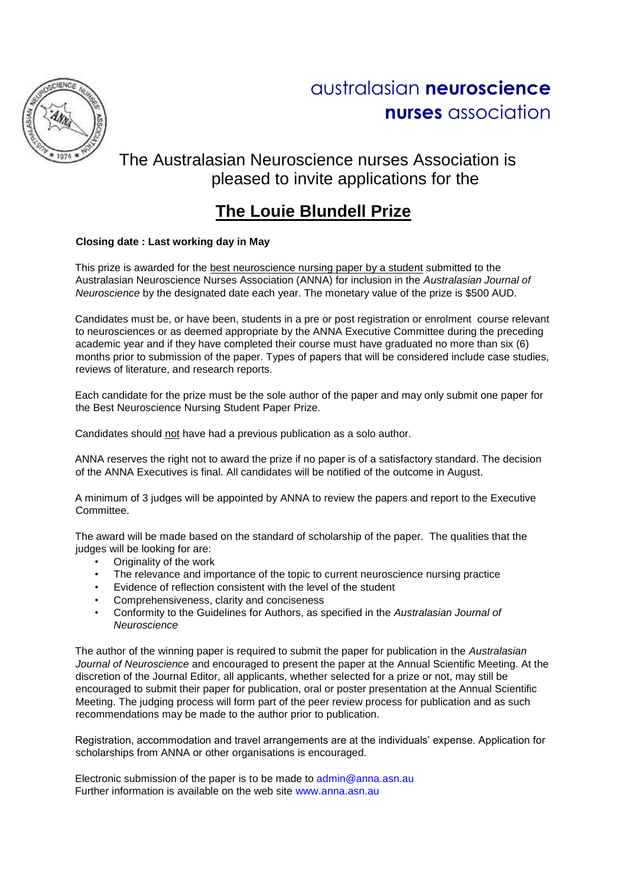australasian **neuroscience nurses** association

The Australasian Neuroscience nurses Association is pleased to invite applications for the

# The Louie Blundell Prize

**Closing date : Last working day in May**

This prize is awarded for the best neuroscience nursing paper by a student submitted to the Australasian Neuroscience Nurses Association (ANNA) for inclusion in the *Australasian Journal of Neuroscience* by the designated date each year. The monetary value of the prize is $500 AUD.

Candidates must be, or have been, students in a pre or post registration or enrolment course relevant to neurosciences or as deemed appropriate by the ANNA Executive Committee during the preceding academic year and if they have completed their course must have graduated no more than six (6) months prior to submission of the paper. Types of papers that will be considered include case studies, reviews of literature, and research reports.

Each candidate for the prize must be the sole author of the paper and may only submit one paper for the Best Neuroscience Nursing Student Paper Prize.

Candidates should not have had a previous publication as a solo author.

ANNA reserves the right not to award the prize if no paper is of a satisfactory standard. The decision of the ANNA Executives is final. All candidates will be notified of the outcome in August.

A minimum of 3 judges will be appointed by ANNA to review the papers and report to the Executive Committee.

The award will be made based on the standard of scholarship of the paper. The qualities that the judges will be looking for are:

- Originality of the work
- The relevance and importance of the topic to current neuroscience nursing practice
- Evidence of reflection consistent with the level of the student
- Comprehensiveness, clarity and conciseness
- Conformity to the Guidelines for Authors, as specified in the *Australasian Journal of Neuroscience*

The author of the winning paper is required to submit the paper for publication in the *Australasian Journal of Neuroscience* and encouraged to present the paper at the Annual Scientific Meeting. At the discretion of the Journal Editor, all applicants, whether selected for a prize or not, may still be encouraged to submit their paper for publication, oral or poster presentation at the Annual Scientific Meeting. The judging process will form part of the peer review process for publication and as such recommendations may be made to the author prior to publication.

Registration, accommodation and travel arrangements are at the individuals' expense. Application for scholarships from ANNA or other organisations is encouraged.

Electronic submission of the paper is to be made to admin@anna.asn.au
Further information is available on the web site www.anna.asn.au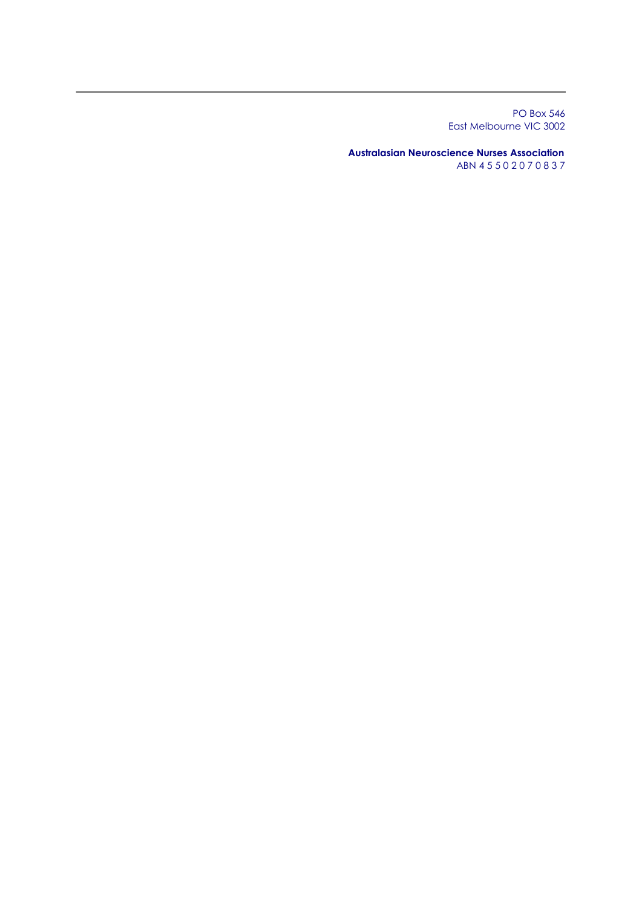PO Box 546
East Melbourne VIC 3002

**Australasian Neuroscience Nurses Association**
ABN 4 5 5 0 2 0 7 0 8 3 7